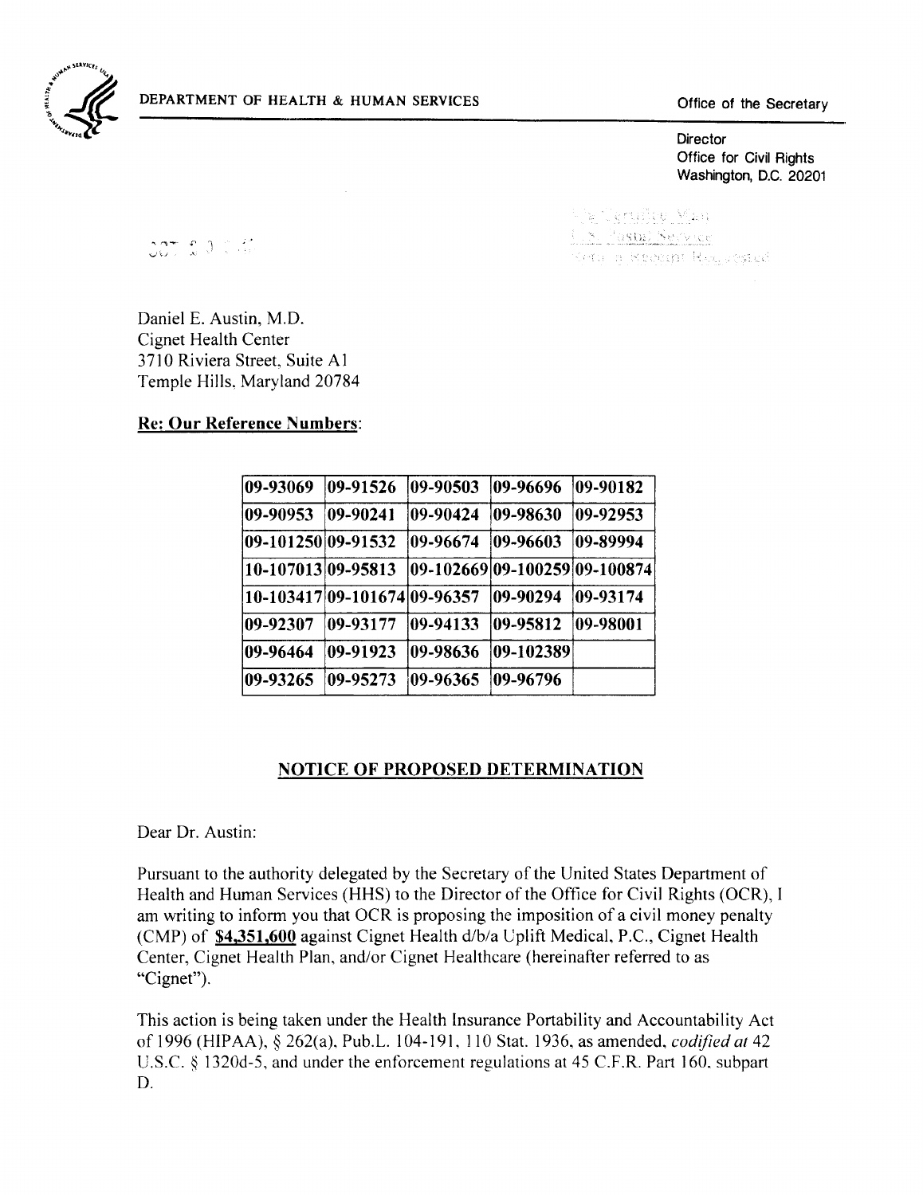DEPARTMENT OF HEALTH & HUMAN SERVICES

Office of the Secretary

Director
Office for Civil Rights
Washington, D.C. 20201

Via Certified Mail
U.S. Postal Service
Return Receipt Requested

OCT 20 2010

Daniel E. Austin, M.D.
Cignet Health Center
3710 Riviera Street, Suite A1
Temple Hills, Maryland 20784

**Re: Our Reference Numbers:**

| | | | | |
|---|---|---|---|---|
| 09-93069 | 09-91526 | 09-90503 | 09-96696 | 09-90182 |
| 09-90953 | 09-90241 | 09-90424 | 09-98630 | 09-92953 |
| 09-101250 | 09-91532 | 09-96674 | 09-96603 | 09-89994 |
| 10-107013 | 09-95813 | 09-102669 | 09-100259 | 09-100874 |
| 10-103417 | 09-101674 | 09-96357 | 09-90294 | 09-93174 |
| 09-92307 | 09-93177 | 09-94133 | 09-95812 | 09-98001 |
| 09-96464 | 09-91923 | 09-98636 | 09-102389 | |
| 09-93265 | 09-95273 | 09-96365 | 09-96796 | |

## NOTICE OF PROPOSED DETERMINATION

Dear Dr. Austin:

Pursuant to the authority delegated by the Secretary of the United States Department of Health and Human Services (HHS) to the Director of the Office for Civil Rights (OCR), I am writing to inform you that OCR is proposing the imposition of a civil money penalty (CMP) of **$4,351,600** against Cignet Health d/b/a Uplift Medical, P.C., Cignet Health Center, Cignet Health Plan, and/or Cignet Healthcare (hereinafter referred to as "Cignet").

This action is being taken under the Health Insurance Portability and Accountability Act of 1996 (HIPAA), § 262(a), Pub.L. 104-191, 110 Stat. 1936, as amended, *codified at* 42 U.S.C. § 1320d-5, and under the enforcement regulations at 45 C.F.R. Part 160, subpart D.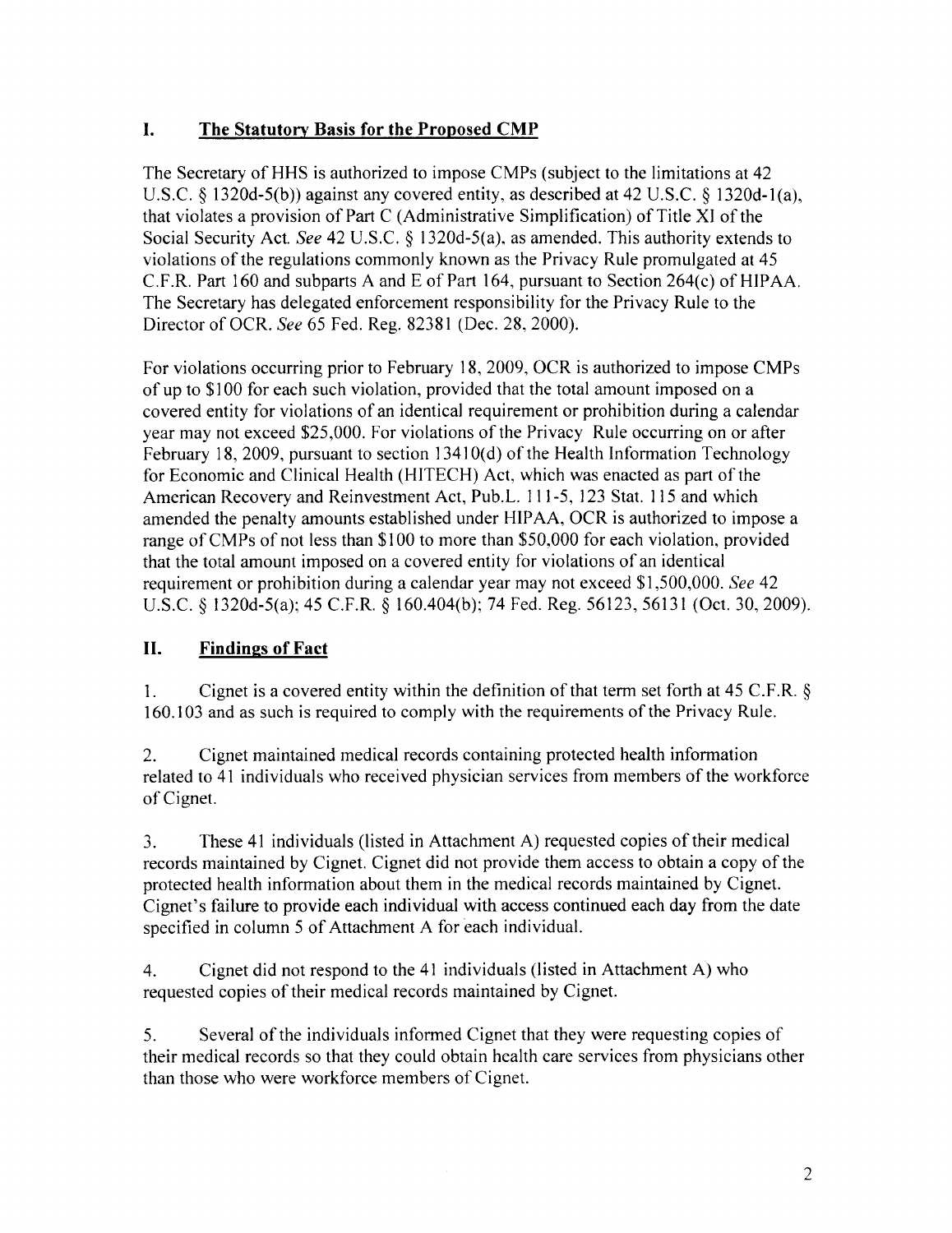## I. The Statutory Basis for the Proposed CMP

The Secretary of HHS is authorized to impose CMPs (subject to the limitations at 42 U.S.C. § 1320d-5(b)) against any covered entity, as described at 42 U.S.C. § 1320d-1(a), that violates a provision of Part C (Administrative Simplification) of Title XI of the Social Security Act. *See* 42 U.S.C. § 1320d-5(a), as amended. This authority extends to violations of the regulations commonly known as the Privacy Rule promulgated at 45 C.F.R. Part 160 and subparts A and E of Part 164, pursuant to Section 264(c) of HIPAA. The Secretary has delegated enforcement responsibility for the Privacy Rule to the Director of OCR. *See* 65 Fed. Reg. 82381 (Dec. 28, 2000).

For violations occurring prior to February 18, 2009, OCR is authorized to impose CMPs of up to $100 for each such violation, provided that the total amount imposed on a covered entity for violations of an identical requirement or prohibition during a calendar year may not exceed $25,000. For violations of the Privacy Rule occurring on or after February 18, 2009, pursuant to section 13410(d) of the Health Information Technology for Economic and Clinical Health (HITECH) Act, which was enacted as part of the American Recovery and Reinvestment Act, Pub.L. 111-5, 123 Stat. 115 and which amended the penalty amounts established under HIPAA, OCR is authorized to impose a range of CMPs of not less than $100 to more than $50,000 for each violation, provided that the total amount imposed on a covered entity for violations of an identical requirement or prohibition during a calendar year may not exceed $1,500,000. *See* 42 U.S.C. § 1320d-5(a); 45 C.F.R. § 160.404(b); 74 Fed. Reg. 56123, 56131 (Oct. 30, 2009).

## II. Findings of Fact

1. Cignet is a covered entity within the definition of that term set forth at 45 C.F.R. § 160.103 and as such is required to comply with the requirements of the Privacy Rule.

2. Cignet maintained medical records containing protected health information related to 41 individuals who received physician services from members of the workforce of Cignet.

3. These 41 individuals (listed in Attachment A) requested copies of their medical records maintained by Cignet. Cignet did not provide them access to obtain a copy of the protected health information about them in the medical records maintained by Cignet. Cignet's failure to provide each individual with access continued each day from the date specified in column 5 of Attachment A for each individual.

4. Cignet did not respond to the 41 individuals (listed in Attachment A) who requested copies of their medical records maintained by Cignet.

5. Several of the individuals informed Cignet that they were requesting copies of their medical records so that they could obtain health care services from physicians other than those who were workforce members of Cignet.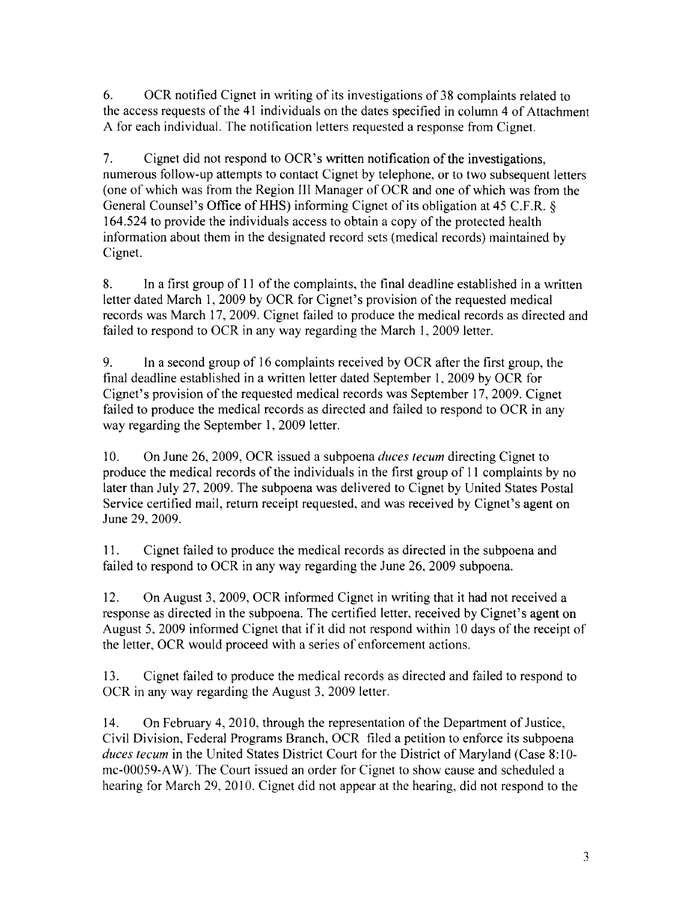6. OCR notified Cignet in writing of its investigations of 38 complaints related to the access requests of the 41 individuals on the dates specified in column 4 of Attachment A for each individual. The notification letters requested a response from Cignet.

7. Cignet did not respond to OCR's written notification of the investigations, numerous follow-up attempts to contact Cignet by telephone, or to two subsequent letters (one of which was from the Region III Manager of OCR and one of which was from the General Counsel's Office of HHS) informing Cignet of its obligation at 45 C.F.R. § 164.524 to provide the individuals access to obtain a copy of the protected health information about them in the designated record sets (medical records) maintained by Cignet.

8. In a first group of 11 of the complaints, the final deadline established in a written letter dated March 1, 2009 by OCR for Cignet's provision of the requested medical records was March 17, 2009. Cignet failed to produce the medical records as directed and failed to respond to OCR in any way regarding the March 1, 2009 letter.

9. In a second group of 16 complaints received by OCR after the first group, the final deadline established in a written letter dated September 1, 2009 by OCR for Cignet's provision of the requested medical records was September 17, 2009. Cignet failed to produce the medical records as directed and failed to respond to OCR in any way regarding the September 1, 2009 letter.

10. On June 26, 2009, OCR issued a subpoena *duces tecum* directing Cignet to produce the medical records of the individuals in the first group of 11 complaints by no later than July 27, 2009. The subpoena was delivered to Cignet by United States Postal Service certified mail, return receipt requested, and was received by Cignet's agent on June 29, 2009.

11. Cignet failed to produce the medical records as directed in the subpoena and failed to respond to OCR in any way regarding the June 26, 2009 subpoena.

12. On August 3, 2009, OCR informed Cignet in writing that it had not received a response as directed in the subpoena. The certified letter, received by Cignet's agent on August 5, 2009 informed Cignet that if it did not respond within 10 days of the receipt of the letter, OCR would proceed with a series of enforcement actions.

13. Cignet failed to produce the medical records as directed and failed to respond to OCR in any way regarding the August 3, 2009 letter.

14. On February 4, 2010, through the representation of the Department of Justice, Civil Division, Federal Programs Branch, OCR filed a petition to enforce its subpoena *duces tecum* in the United States District Court for the District of Maryland (Case 8:10-mc-00059-AW). The Court issued an order for Cignet to show cause and scheduled a hearing for March 29, 2010. Cignet did not appear at the hearing, did not respond to the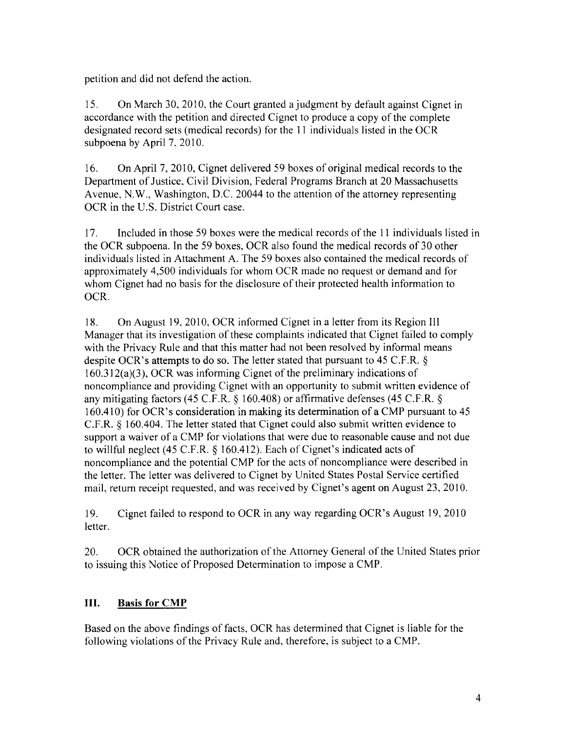petition and did not defend the action.

15. On March 30, 2010, the Court granted a judgment by default against Cignet in accordance with the petition and directed Cignet to produce a copy of the complete designated record sets (medical records) for the 11 individuals listed in the OCR subpoena by April 7, 2010.

16. On April 7, 2010, Cignet delivered 59 boxes of original medical records to the Department of Justice, Civil Division, Federal Programs Branch at 20 Massachusetts Avenue, N.W., Washington, D.C. 20044 to the attention of the attorney representing OCR in the U.S. District Court case.

17. Included in those 59 boxes were the medical records of the 11 individuals listed in the OCR subpoena. In the 59 boxes, OCR also found the medical records of 30 other individuals listed in Attachment A. The 59 boxes also contained the medical records of approximately 4,500 individuals for whom OCR made no request or demand and for whom Cignet had no basis for the disclosure of their protected health information to OCR.

18. On August 19, 2010, OCR informed Cignet in a letter from its Region III Manager that its investigation of these complaints indicated that Cignet failed to comply with the Privacy Rule and that this matter had not been resolved by informal means despite OCR's attempts to do so. The letter stated that pursuant to 45 C.F.R. § 160.312(a)(3), OCR was informing Cignet of the preliminary indications of noncompliance and providing Cignet with an opportunity to submit written evidence of any mitigating factors (45 C.F.R. § 160.408) or affirmative defenses (45 C.F.R. § 160.410) for OCR's consideration in making its determination of a CMP pursuant to 45 C.F.R. § 160.404. The letter stated that Cignet could also submit written evidence to support a waiver of a CMP for violations that were due to reasonable cause and not due to willful neglect (45 C.F.R. § 160.412). Each of Cignet's indicated acts of noncompliance and the potential CMP for the acts of noncompliance were described in the letter. The letter was delivered to Cignet by United States Postal Service certified mail, return receipt requested, and was received by Cignet's agent on August 23, 2010.

19. Cignet failed to respond to OCR in any way regarding OCR's August 19, 2010 letter.

20. OCR obtained the authorization of the Attorney General of the United States prior to issuing this Notice of Proposed Determination to impose a CMP.

## III. Basis for CMP

Based on the above findings of facts, OCR has determined that Cignet is liable for the following violations of the Privacy Rule and, therefore, is subject to a CMP.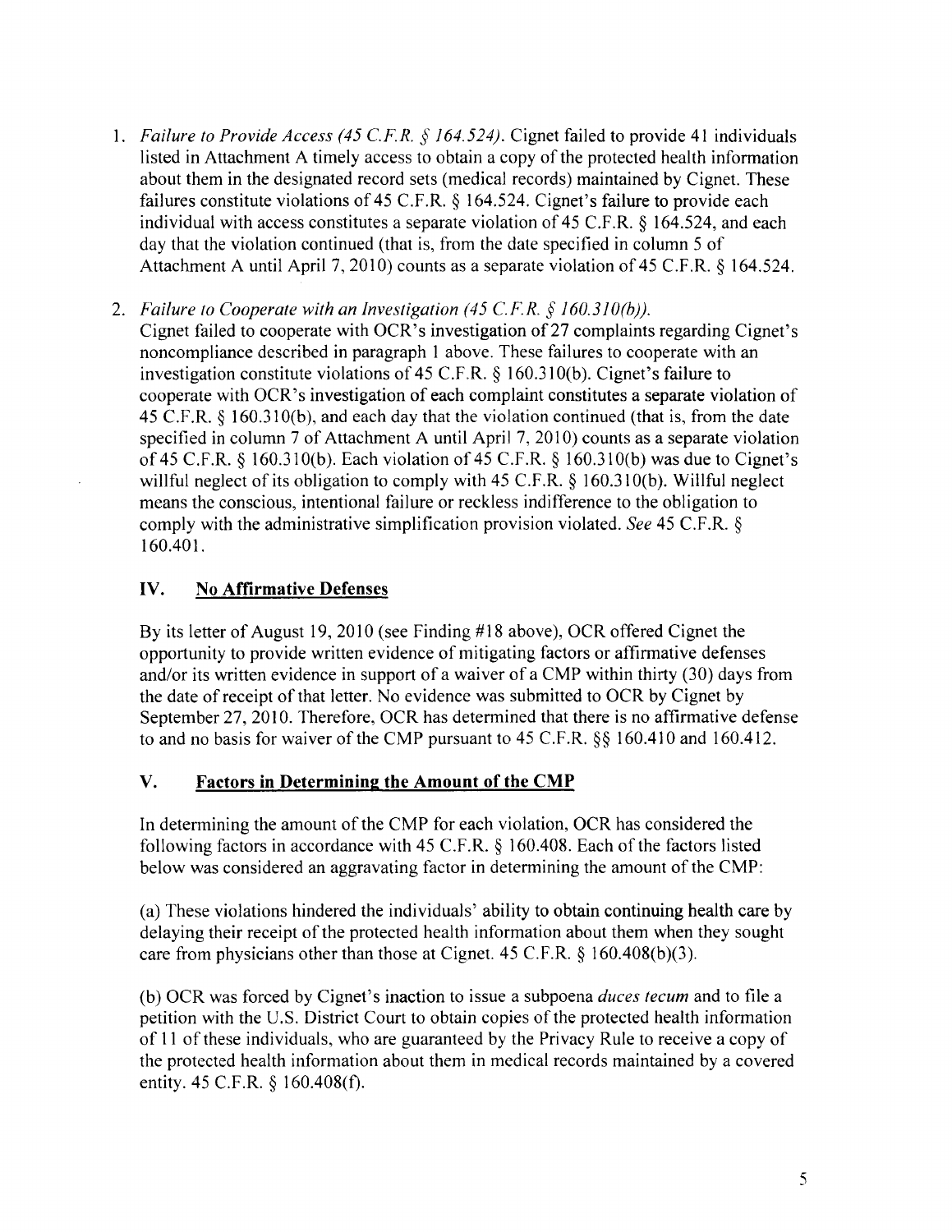1. *Failure to Provide Access (45 C.F.R. § 164.524).* Cignet failed to provide 41 individuals listed in Attachment A timely access to obtain a copy of the protected health information about them in the designated record sets (medical records) maintained by Cignet. These failures constitute violations of 45 C.F.R. § 164.524. Cignet's failure to provide each individual with access constitutes a separate violation of 45 C.F.R. § 164.524, and each day that the violation continued (that is, from the date specified in column 5 of Attachment A until April 7, 2010) counts as a separate violation of 45 C.F.R. § 164.524.

2. *Failure to Cooperate with an Investigation (45 C.F.R. § 160.310(b)).* Cignet failed to cooperate with OCR's investigation of 27 complaints regarding Cignet's noncompliance described in paragraph 1 above. These failures to cooperate with an investigation constitute violations of 45 C.F.R. § 160.310(b). Cignet's failure to cooperate with OCR's investigation of each complaint constitutes a separate violation of 45 C.F.R. § 160.310(b), and each day that the violation continued (that is, from the date specified in column 7 of Attachment A until April 7, 2010) counts as a separate violation of 45 C.F.R. § 160.310(b). Each violation of 45 C.F.R. § 160.310(b) was due to Cignet's willful neglect of its obligation to comply with 45 C.F.R. § 160.310(b). Willful neglect means the conscious, intentional failure or reckless indifference to the obligation to comply with the administrative simplification provision violated. *See* 45 C.F.R. § 160.401.

## IV. No Affirmative Defenses

By its letter of August 19, 2010 (see Finding #18 above), OCR offered Cignet the opportunity to provide written evidence of mitigating factors or affirmative defenses and/or its written evidence in support of a waiver of a CMP within thirty (30) days from the date of receipt of that letter. No evidence was submitted to OCR by Cignet by September 27, 2010. Therefore, OCR has determined that there is no affirmative defense to and no basis for waiver of the CMP pursuant to 45 C.F.R. §§ 160.410 and 160.412.

## V. Factors in Determining the Amount of the CMP

In determining the amount of the CMP for each violation, OCR has considered the following factors in accordance with 45 C.F.R. § 160.408. Each of the factors listed below was considered an aggravating factor in determining the amount of the CMP:

(a) These violations hindered the individuals' ability to obtain continuing health care by delaying their receipt of the protected health information about them when they sought care from physicians other than those at Cignet. 45 C.F.R. § 160.408(b)(3).

(b) OCR was forced by Cignet's inaction to issue a subpoena *duces tecum* and to file a petition with the U.S. District Court to obtain copies of the protected health information of 11 of these individuals, who are guaranteed by the Privacy Rule to receive a copy of the protected health information about them in medical records maintained by a covered entity. 45 C.F.R. § 160.408(f).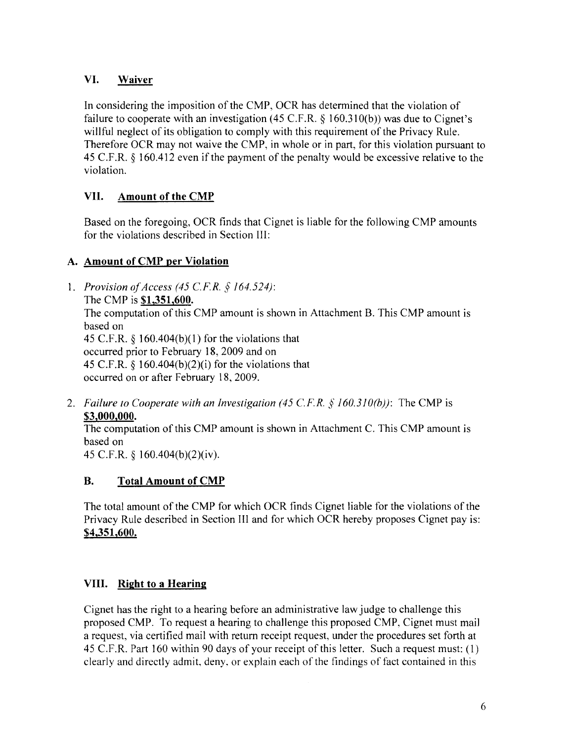## VI. Waiver

In considering the imposition of the CMP, OCR has determined that the violation of failure to cooperate with an investigation (45 C.F.R. § 160.310(b)) was due to Cignet's willful neglect of its obligation to comply with this requirement of the Privacy Rule. Therefore OCR may not waive the CMP, in whole or in part, for this violation pursuant to 45 C.F.R. § 160.412 even if the payment of the penalty would be excessive relative to the violation.

## VII. Amount of the CMP

Based on the foregoing, OCR finds that Cignet is liable for the following CMP amounts for the violations described in Section III:

### A. Amount of CMP per Violation

1. *Provision of Access (45 C.F.R. § 164.524)*:
   The CMP is **$1,351,600.**
   The computation of this CMP amount is shown in Attachment B. This CMP amount is based on
   45 C.F.R. § 160.404(b)(1) for the violations that
   occurred prior to February 18, 2009 and on
   45 C.F.R. § 160.404(b)(2)(i) for the violations that
   occurred on or after February 18, 2009.

2. *Failure to Cooperate with an Investigation (45 C.F.R. § 160.310(b))*: The CMP is **$3,000,000.**
   The computation of this CMP amount is shown in Attachment C. This CMP amount is based on
   45 C.F.R. § 160.404(b)(2)(iv).

### B. Total Amount of CMP

The total amount of the CMP for which OCR finds Cignet liable for the violations of the Privacy Rule described in Section III and for which OCR hereby proposes Cignet pay is: **$4,351,600.**

## VIII. Right to a Hearing

Cignet has the right to a hearing before an administrative law judge to challenge this proposed CMP. To request a hearing to challenge this proposed CMP, Cignet must mail a request, via certified mail with return receipt request, under the procedures set forth at 45 C.F.R. Part 160 within 90 days of your receipt of this letter. Such a request must: (1) clearly and directly admit, deny, or explain each of the findings of fact contained in this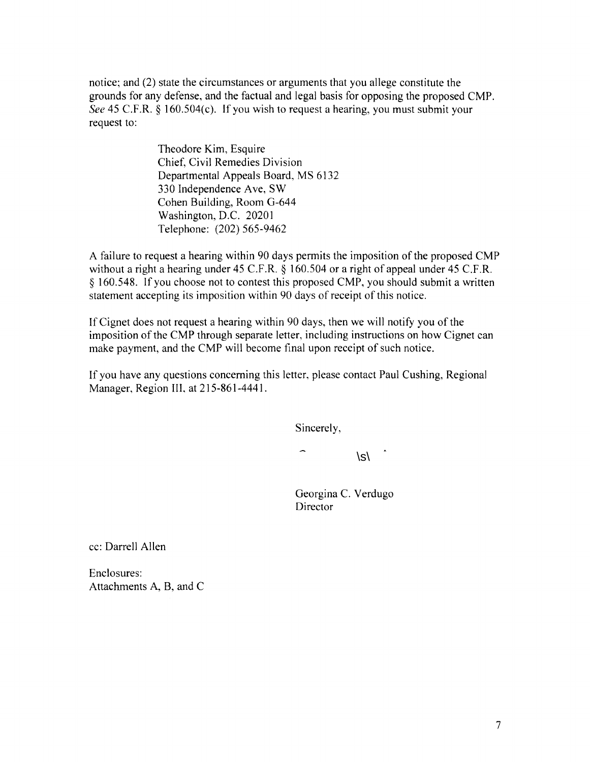notice; and (2) state the circumstances or arguments that you allege constitute the grounds for any defense, and the factual and legal basis for opposing the proposed CMP. *See* 45 C.F.R. § 160.504(c). If you wish to request a hearing, you must submit your request to:

> Theodore Kim, Esquire
> Chief, Civil Remedies Division
> Departmental Appeals Board, MS 6132
> 330 Independence Ave, SW
> Cohen Building, Room G-644
> Washington, D.C. 20201
> Telephone: (202) 565-9462

A failure to request a hearing within 90 days permits the imposition of the proposed CMP without a right a hearing under 45 C.F.R. § 160.504 or a right of appeal under 45 C.F.R. § 160.548. If you choose not to contest this proposed CMP, you should submit a written statement accepting its imposition within 90 days of receipt of this notice.

If Cignet does not request a hearing within 90 days, then we will notify you of the imposition of the CMP through separate letter, including instructions on how Cignet can make payment, and the CMP will become final upon receipt of such notice.

If you have any questions concerning this letter, please contact Paul Cushing, Regional Manager, Region III, at 215-861-4441.

Sincerely,

\s\

Georgina C. Verdugo
Director

cc: Darrell Allen

Enclosures:
Attachments A, B, and C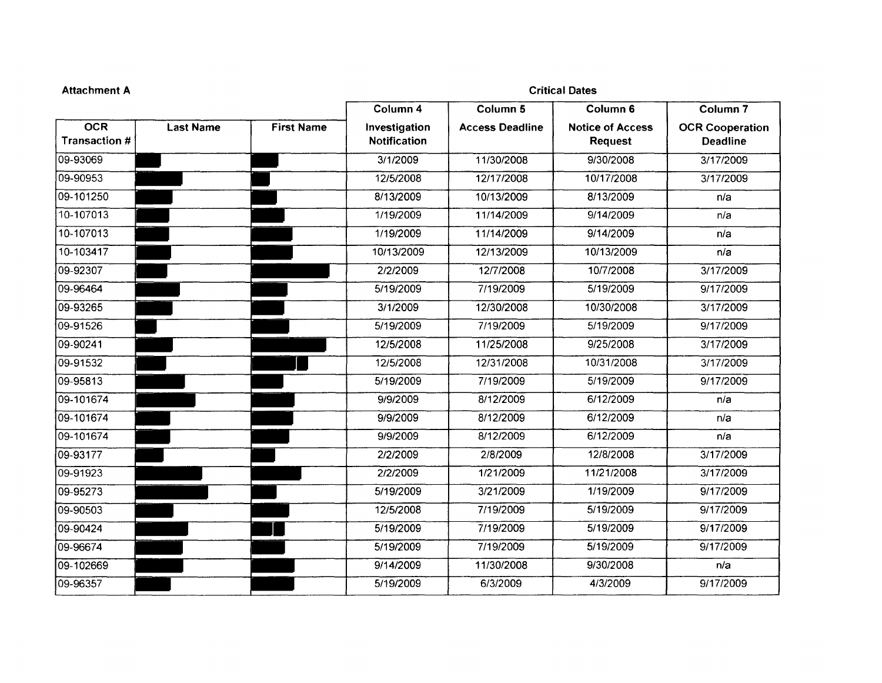**Attachment A**

| | | | Critical Dates | | | |
|---|---|---|---|---|---|---|
| | | | Column 4 | Column 5 | Column 6 | Column 7 |
| OCR Transaction # | Last Name | First Name | Investigation Notification | Access Deadline | Notice of Access Request | OCR Cooperation Deadline |
| 09-93069 | | | 3/1/2009 | 11/30/2008 | 9/30/2008 | 3/17/2009 |
| 09-90953 | | | 12/5/2008 | 12/17/2008 | 10/17/2008 | 3/17/2009 |
| 09-101250 | | | 8/13/2009 | 10/13/2009 | 8/13/2009 | n/a |
| 10-107013 | | | 1/19/2009 | 11/14/2009 | 9/14/2009 | n/a |
| 10-107013 | | | 1/19/2009 | 11/14/2009 | 9/14/2009 | n/a |
| 10-103417 | | | 10/13/2009 | 12/13/2009 | 10/13/2009 | n/a |
| 09-92307 | | | 2/2/2009 | 12/7/2008 | 10/7/2008 | 3/17/2009 |
| 09-96464 | | | 5/19/2009 | 7/19/2009 | 5/19/2009 | 9/17/2009 |
| 09-93265 | | | 3/1/2009 | 12/30/2008 | 10/30/2008 | 3/17/2009 |
| 09-91526 | | | 5/19/2009 | 7/19/2009 | 5/19/2009 | 9/17/2009 |
| 09-90241 | | | 12/5/2008 | 11/25/2008 | 9/25/2008 | 3/17/2009 |
| 09-91532 | | | 12/5/2008 | 12/31/2008 | 10/31/2008 | 3/17/2009 |
| 09-95813 | | | 5/19/2009 | 7/19/2009 | 5/19/2009 | 9/17/2009 |
| 09-101674 | | | 9/9/2009 | 8/12/2009 | 6/12/2009 | n/a |
| 09-101674 | | | 9/9/2009 | 8/12/2009 | 6/12/2009 | n/a |
| 09-101674 | | | 9/9/2009 | 8/12/2009 | 6/12/2009 | n/a |
| 09-93177 | | | 2/2/2009 | 2/8/2009 | 12/8/2008 | 3/17/2009 |
| 09-91923 | | | 2/2/2009 | 1/21/2009 | 11/21/2008 | 3/17/2009 |
| 09-95273 | | | 5/19/2009 | 3/21/2009 | 1/19/2009 | 9/17/2009 |
| 09-90503 | | | 12/5/2008 | 7/19/2009 | 5/19/2009 | 9/17/2009 |
| 09-90424 | | | 5/19/2009 | 7/19/2009 | 5/19/2009 | 9/17/2009 |
| 09-96674 | | | 5/19/2009 | 7/19/2009 | 5/19/2009 | 9/17/2009 |
| 09-102669 | | | 9/14/2009 | 11/30/2008 | 9/30/2008 | n/a |
| 09-96357 | | | 5/19/2009 | 6/3/2009 | 4/3/2009 | 9/17/2009 |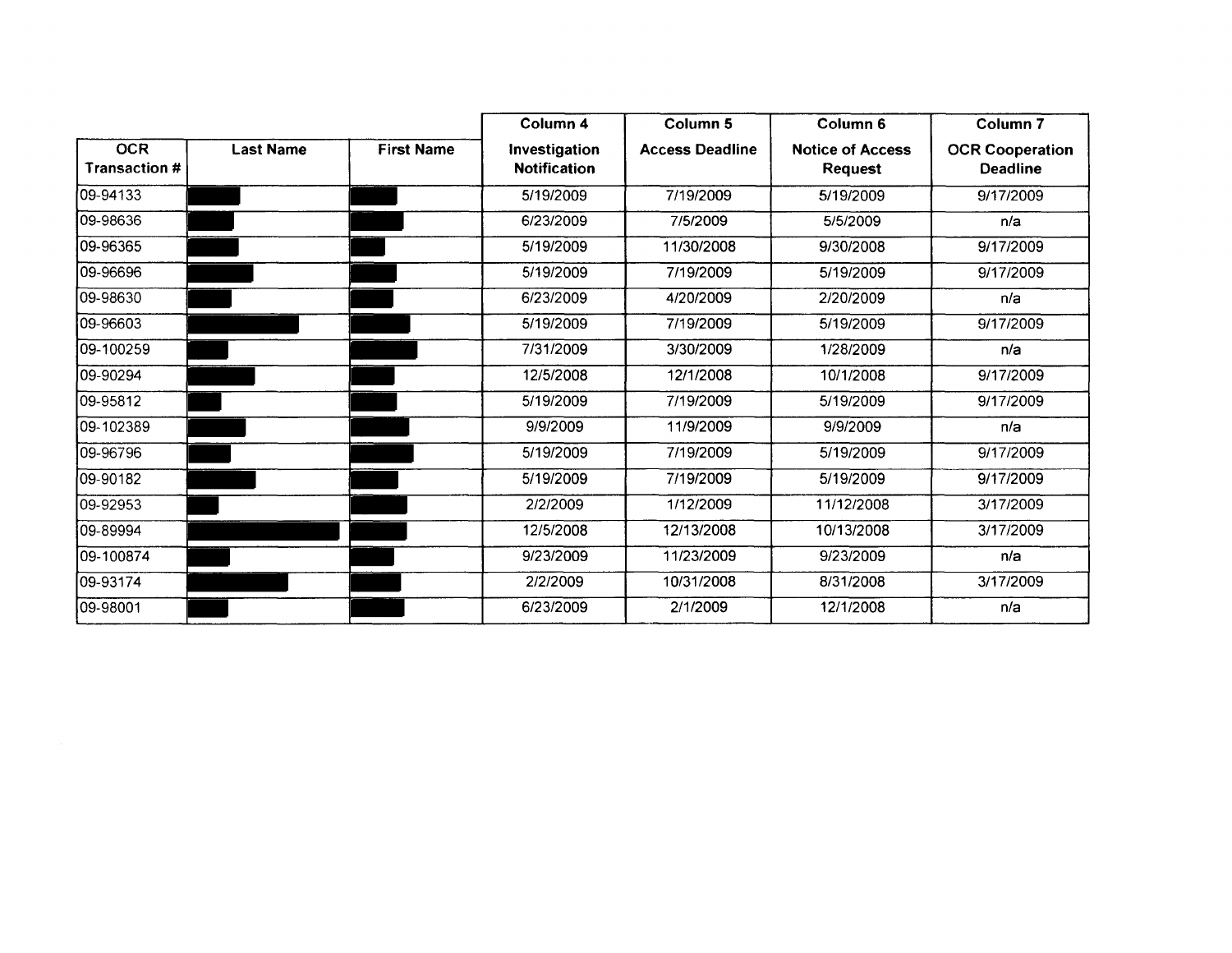| OCR Transaction # | Last Name | First Name | Column 4<br>Investigation Notification | Column 5<br>Access Deadline | Column 6<br>Notice of Access Request | Column 7<br>OCR Cooperation Deadline |
|---|---|---|---|---|---|---|
| 09-94133 | | | 5/19/2009 | 7/19/2009 | 5/19/2009 | 9/17/2009 |
| 09-98636 | | | 6/23/2009 | 7/5/2009 | 5/5/2009 | n/a |
| 09-96365 | | | 5/19/2009 | 11/30/2008 | 9/30/2008 | 9/17/2009 |
| 09-96696 | | | 5/19/2009 | 7/19/2009 | 5/19/2009 | 9/17/2009 |
| 09-98630 | | | 6/23/2009 | 4/20/2009 | 2/20/2009 | n/a |
| 09-96603 | | | 5/19/2009 | 7/19/2009 | 5/19/2009 | 9/17/2009 |
| 09-100259 | | | 7/31/2009 | 3/30/2009 | 1/28/2009 | n/a |
| 09-90294 | | | 12/5/2008 | 12/1/2008 | 10/1/2008 | 9/17/2009 |
| 09-95812 | | | 5/19/2009 | 7/19/2009 | 5/19/2009 | 9/17/2009 |
| 09-102389 | | | 9/9/2009 | 11/9/2009 | 9/9/2009 | n/a |
| 09-96796 | | | 5/19/2009 | 7/19/2009 | 5/19/2009 | 9/17/2009 |
| 09-90182 | | | 5/19/2009 | 7/19/2009 | 5/19/2009 | 9/17/2009 |
| 09-92953 | | | 2/2/2009 | 1/12/2009 | 11/12/2008 | 3/17/2009 |
| 09-89994 | | | 12/5/2008 | 12/13/2008 | 10/13/2008 | 3/17/2009 |
| 09-100874 | | | 9/23/2009 | 11/23/2009 | 9/23/2009 | n/a |
| 09-93174 | | | 2/2/2009 | 10/31/2008 | 8/31/2008 | 3/17/2009 |
| 09-98001 | | | 6/23/2009 | 2/1/2009 | 12/1/2008 | n/a |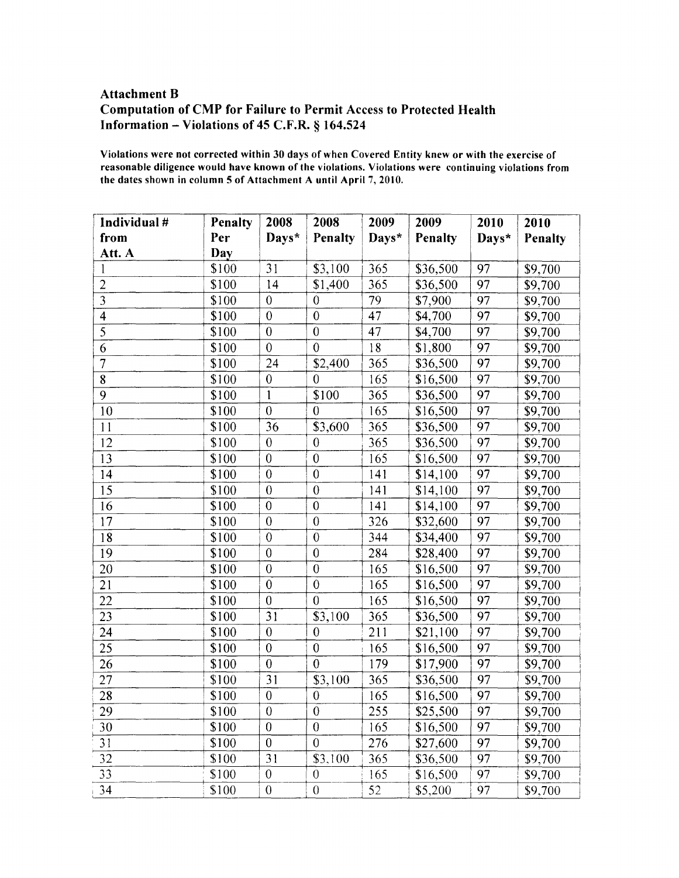## Attachment B

## Computation of CMP for Failure to Permit Access to Protected Health Information – Violations of 45 C.F.R. § 164.524

**Violations were not corrected within 30 days of when Covered Entity knew or with the exercise of reasonable diligence would have known of the violations. Violations were continuing violations from the dates shown in column 5 of Attachment A until April 7, 2010.**

| Individual # from Att. A | Penalty Per Day | 2008 Days* | 2008 Penalty | 2009 Days* | 2009 Penalty | 2010 Days* | 2010 Penalty |
|---|---|---|---|---|---|---|---|
| 1 | $100 | 31 | $3,100 | 365 | $36,500 | 97 | $9,700 |
| 2 | $100 | 14 | $1,400 | 365 | $36,500 | 97 | $9,700 |
| 3 | $100 | 0 | 0 | 79 | $7,900 | 97 | $9,700 |
| 4 | $100 | 0 | 0 | 47 | $4,700 | 97 | $9,700 |
| 5 | $100 | 0 | 0 | 47 | $4,700 | 97 | $9,700 |
| 6 | $100 | 0 | 0 | 18 | $1,800 | 97 | $9,700 |
| 7 | $100 | 24 | $2,400 | 365 | $36,500 | 97 | $9,700 |
| 8 | $100 | 0 | 0 | 165 | $16,500 | 97 | $9,700 |
| 9 | $100 | 1 | $100 | 365 | $36,500 | 97 | $9,700 |
| 10 | $100 | 0 | 0 | 165 | $16,500 | 97 | $9,700 |
| 11 | $100 | 36 | $3,600 | 365 | $36,500 | 97 | $9,700 |
| 12 | $100 | 0 | 0 | 365 | $36,500 | 97 | $9,700 |
| 13 | $100 | 0 | 0 | 165 | $16,500 | 97 | $9,700 |
| 14 | $100 | 0 | 0 | 141 | $14,100 | 97 | $9,700 |
| 15 | $100 | 0 | 0 | 141 | $14,100 | 97 | $9,700 |
| 16 | $100 | 0 | 0 | 141 | $14,100 | 97 | $9,700 |
| 17 | $100 | 0 | 0 | 326 | $32,600 | 97 | $9,700 |
| 18 | $100 | 0 | 0 | 344 | $34,400 | 97 | $9,700 |
| 19 | $100 | 0 | 0 | 284 | $28,400 | 97 | $9,700 |
| 20 | $100 | 0 | 0 | 165 | $16,500 | 97 | $9,700 |
| 21 | $100 | 0 | 0 | 165 | $16,500 | 97 | $9,700 |
| 22 | $100 | 0 | 0 | 165 | $16,500 | 97 | $9,700 |
| 23 | $100 | 31 | $3,100 | 365 | $36,500 | 97 | $9,700 |
| 24 | $100 | 0 | 0 | 211 | $21,100 | 97 | $9,700 |
| 25 | $100 | 0 | 0 | 165 | $16,500 | 97 | $9,700 |
| 26 | $100 | 0 | 0 | 179 | $17,900 | 97 | $9,700 |
| 27 | $100 | 31 | $3,100 | 365 | $36,500 | 97 | $9,700 |
| 28 | $100 | 0 | 0 | 165 | $16,500 | 97 | $9,700 |
| 29 | $100 | 0 | 0 | 255 | $25,500 | 97 | $9,700 |
| 30 | $100 | 0 | 0 | 165 | $16,500 | 97 | $9,700 |
| 31 | $100 | 0 | 0 | 276 | $27,600 | 97 | $9,700 |
| 32 | $100 | 31 | $3,100 | 365 | $36,500 | 97 | $9,700 |
| 33 | $100 | 0 | 0 | 165 | $16,500 | 97 | $9,700 |
| 34 | $100 | 0 | 0 | 52 | $5,200 | 97 | $9,700 |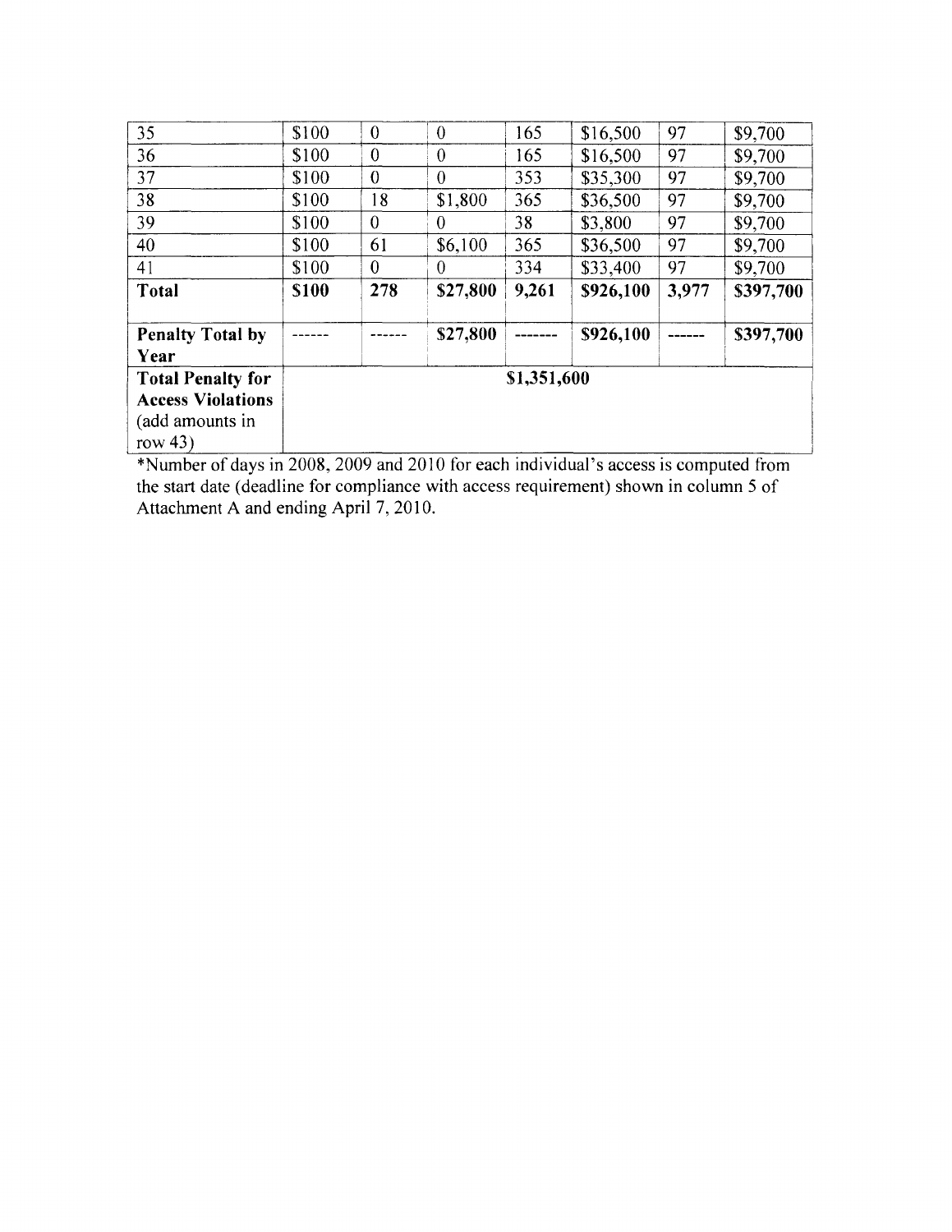| 35 | $100 | 0 | 0 | 165 | $16,500 | 97 | $9,700 |
|---|---|---|---|---|---|---|---|
| 36 | $100 | 0 | 0 | 165 | $16,500 | 97 | $9,700 |
| 37 | $100 | 0 | 0 | 353 | $35,300 | 97 | $9,700 |
| 38 | $100 | 18 | $1,800 | 365 | $36,500 | 97 | $9,700 |
| 39 | $100 | 0 | 0 | 38 | $3,800 | 97 | $9,700 |
| 40 | $100 | 61 | $6,100 | 365 | $36,500 | 97 | $9,700 |
| 41 | $100 | 0 | 0 | 334 | $33,400 | 97 | $9,700 |
| **Total** | **$100** | **278** | **$27,800** | **9,261** | **$926,100** | **3,977** | **$397,700** |
| **Penalty Total by Year** | ------ | ------ | **$27,800** | ------- | **$926,100** | ------ | **$397,700** |
| **Total Penalty for Access Violations** (add amounts in row 43) | **$1,351,600** | | | | | | |

*Number of days in 2008, 2009 and 2010 for each individual's access is computed from the start date (deadline for compliance with access requirement) shown in column 5 of Attachment A and ending April 7, 2010.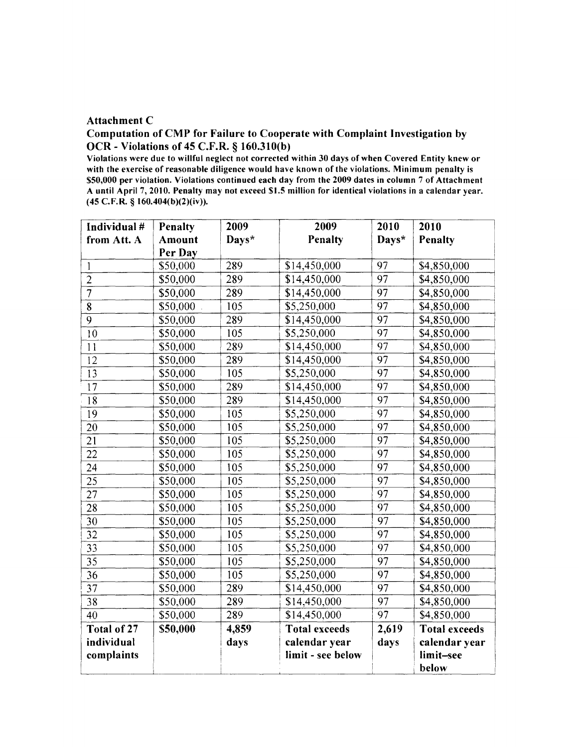**Attachment C**

**Computation of CMP for Failure to Cooperate with Complaint Investigation by OCR - Violations of 45 C.F.R. § 160.310(b)**

**Violations were due to willful neglect not corrected within 30 days of when Covered Entity knew or with the exercise of reasonable diligence would have known of the violations. Minimum penalty is $50,000 per violation. Violations continued each day from the 2009 dates in column 7 of Attachment A until April 7, 2010. Penalty may not exceed $1.5 million for identical violations in a calendar year. (45 C.F.R. § 160.404(b)(2)(iv)).**

| Individual # from Att. A | Penalty Amount Per Day | 2009 Days* | 2009 Penalty | 2010 Days* | 2010 Penalty |
|---|---|---|---|---|---|
| 1 | $50,000 | 289 | $14,450,000 | 97 | $4,850,000 |
| 2 | $50,000 | 289 | $14,450,000 | 97 | $4,850,000 |
| 7 | $50,000 | 289 | $14,450,000 | 97 | $4,850,000 |
| 8 | $50,000 | 105 | $5,250,000 | 97 | $4,850,000 |
| 9 | $50,000 | 289 | $14,450,000 | 97 | $4,850,000 |
| 10 | $50,000 | 105 | $5,250,000 | 97 | $4,850,000 |
| 11 | $50,000 | 289 | $14,450,000 | 97 | $4,850,000 |
| 12 | $50,000 | 289 | $14,450,000 | 97 | $4,850,000 |
| 13 | $50,000 | 105 | $5,250,000 | 97 | $4,850,000 |
| 17 | $50,000 | 289 | $14,450,000 | 97 | $4,850,000 |
| 18 | $50,000 | 289 | $14,450,000 | 97 | $4,850,000 |
| 19 | $50,000 | 105 | $5,250,000 | 97 | $4,850,000 |
| 20 | $50,000 | 105 | $5,250,000 | 97 | $4,850,000 |
| 21 | $50,000 | 105 | $5,250,000 | 97 | $4,850,000 |
| 22 | $50,000 | 105 | $5,250,000 | 97 | $4,850,000 |
| 24 | $50,000 | 105 | $5,250,000 | 97 | $4,850,000 |
| 25 | $50,000 | 105 | $5,250,000 | 97 | $4,850,000 |
| 27 | $50,000 | 105 | $5,250,000 | 97 | $4,850,000 |
| 28 | $50,000 | 105 | $5,250,000 | 97 | $4,850,000 |
| 30 | $50,000 | 105 | $5,250,000 | 97 | $4,850,000 |
| 32 | $50,000 | 105 | $5,250,000 | 97 | $4,850,000 |
| 33 | $50,000 | 105 | $5,250,000 | 97 | $4,850,000 |
| 35 | $50,000 | 105 | $5,250,000 | 97 | $4,850,000 |
| 36 | $50,000 | 105 | $5,250,000 | 97 | $4,850,000 |
| 37 | $50,000 | 289 | $14,450,000 | 97 | $4,850,000 |
| 38 | $50,000 | 289 | $14,450,000 | 97 | $4,850,000 |
| 40 | $50,000 | 289 | $14,450,000 | 97 | $4,850,000 |
| **Total of 27 individual complaints** | **$50,000** | **4,859 days** | **Total exceeds calendar year limit - see below** | **2,619 days** | **Total exceeds calendar year limit–see below** |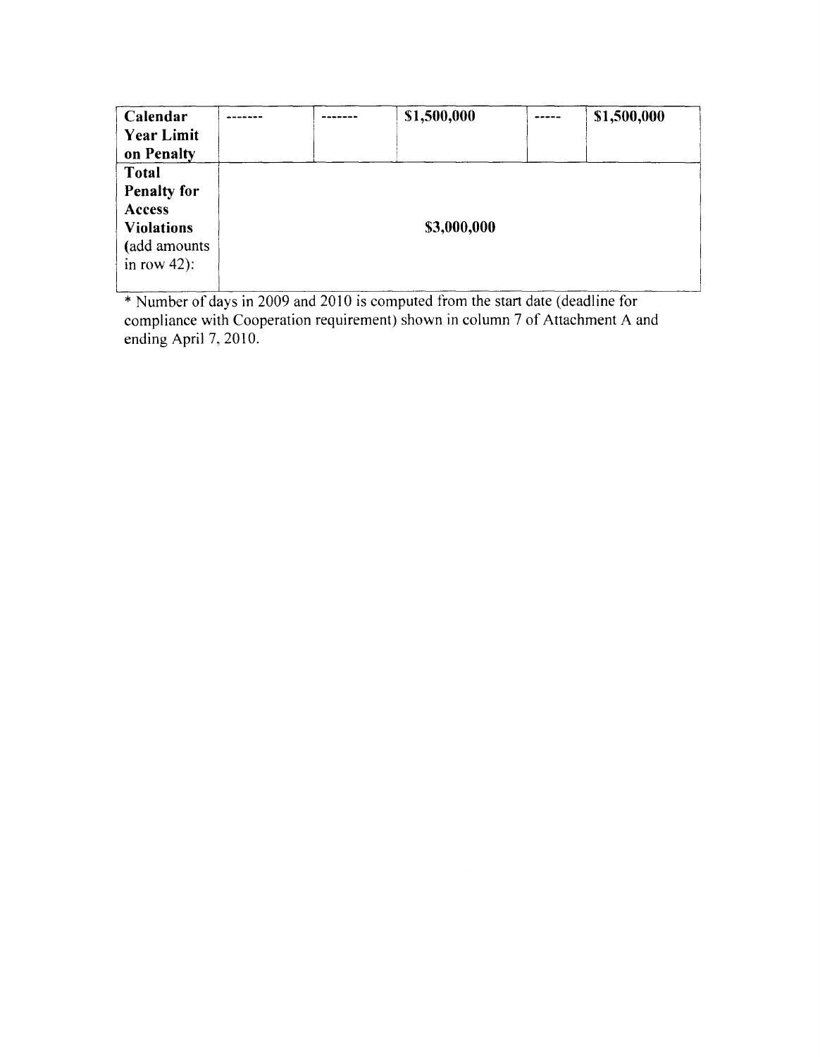| | | | | | |
|---|---|---|---|---|---|
| **Calendar Year Limit on Penalty** | ------- | ------- | **$1,500,000** | ----- | **$1,500,000** |
| **Total Penalty for Access Violations** (add amounts in row 42): | | | **$3,000,000** | | |

* Number of days in 2009 and 2010 is computed from the start date (deadline for compliance with Cooperation requirement) shown in column 7 of Attachment A and ending April 7, 2010.